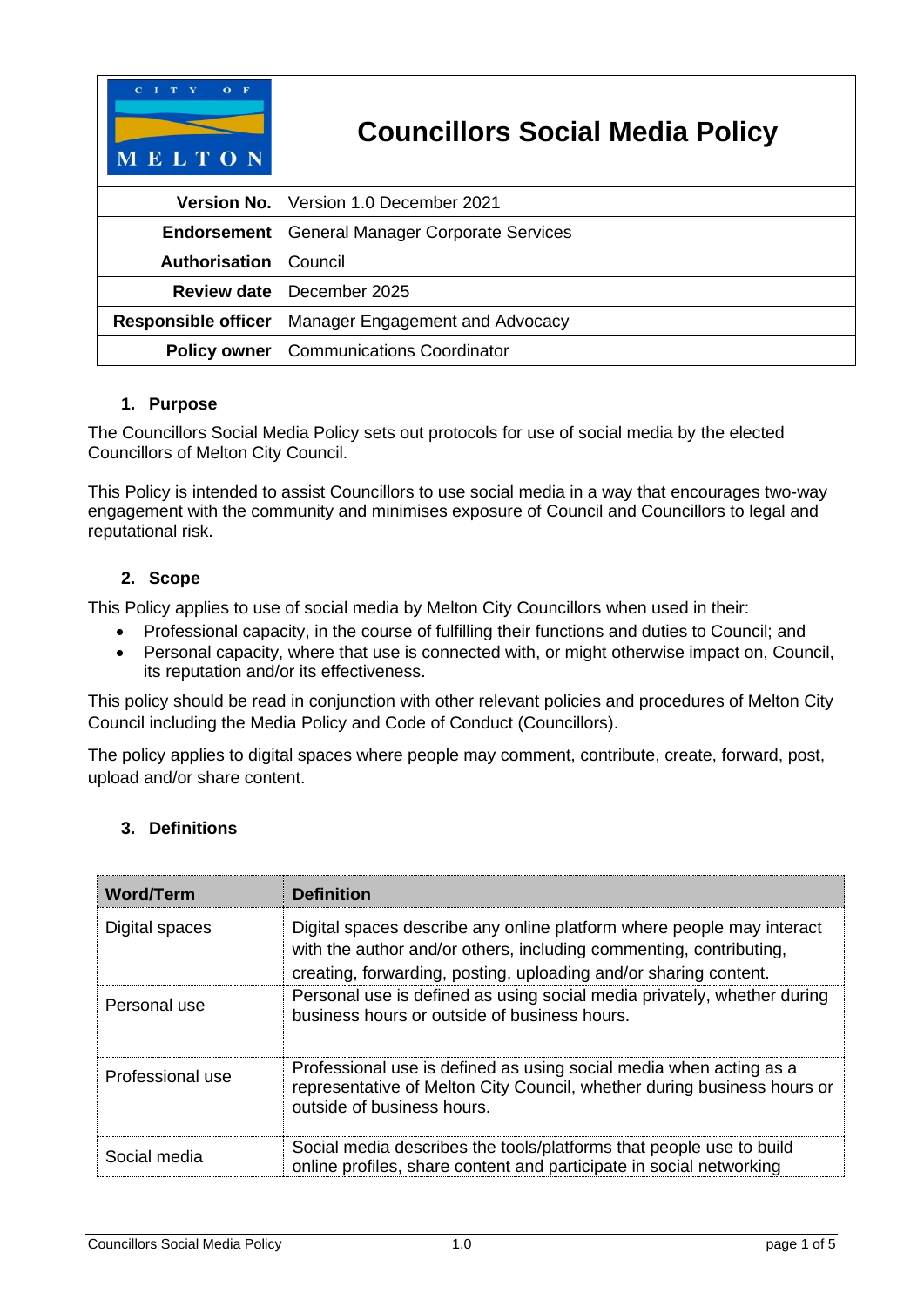| CITY OF MELTON | Councillors Social Media Policy |
|---|---|
| **Version No.** | Version 1.0 December 2021 |
| **Endorsement** | General Manager Corporate Services |
| **Authorisation** | Council |
| **Review date** | December 2025 |
| **Responsible officer** | Manager Engagement and Advocacy |
| **Policy owner** | Communications Coordinator |

## 1. Purpose

The Councillors Social Media Policy sets out protocols for use of social media by the elected Councillors of Melton City Council.

This Policy is intended to assist Councillors to use social media in a way that encourages two-way engagement with the community and minimises exposure of Council and Councillors to legal and reputational risk.

## 2. Scope

This Policy applies to use of social media by Melton City Councillors when used in their:

- Professional capacity, in the course of fulfilling their functions and duties to Council; and
- Personal capacity, where that use is connected with, or might otherwise impact on, Council, its reputation and/or its effectiveness.

This policy should be read in conjunction with other relevant policies and procedures of Melton City Council including the Media Policy and Code of Conduct (Councillors).

The policy applies to digital spaces where people may comment, contribute, create, forward, post, upload and/or share content.

## 3. Definitions

| Word/Term | Definition |
|---|---|
| Digital spaces | Digital spaces describe any online platform where people may interact with the author and/or others, including commenting, contributing, creating, forwarding, posting, uploading and/or sharing content. |
| Personal use | Personal use is defined as using social media privately, whether during business hours or outside of business hours. |
| Professional use | Professional use is defined as using social media when acting as a representative of Melton City Council, whether during business hours or outside of business hours. |
| Social media | Social media describes the tools/platforms that people use to build online profiles, share content and participate in social networking |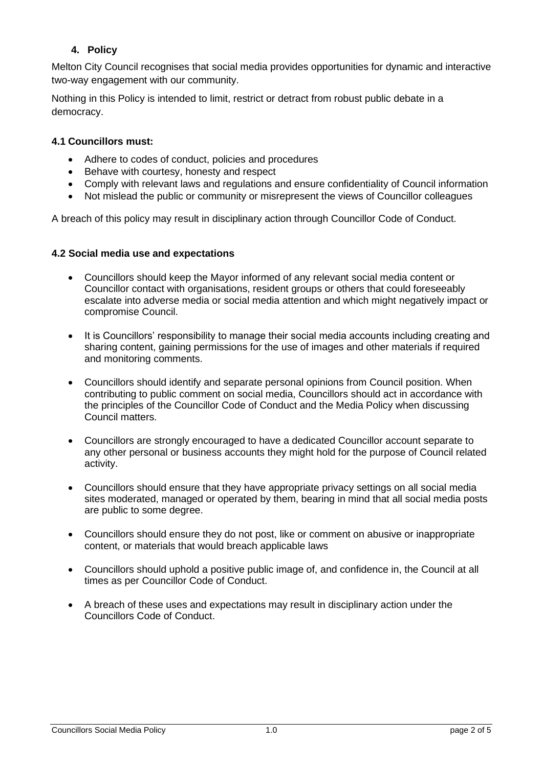## 4. Policy

Melton City Council recognises that social media provides opportunities for dynamic and interactive two-way engagement with our community.

Nothing in this Policy is intended to limit, restrict or detract from robust public debate in a democracy.

### 4.1 Councillors must:

- Adhere to codes of conduct, policies and procedures
- Behave with courtesy, honesty and respect
- Comply with relevant laws and regulations and ensure confidentiality of Council information
- Not mislead the public or community or misrepresent the views of Councillor colleagues

A breach of this policy may result in disciplinary action through Councillor Code of Conduct.

### 4.2 Social media use and expectations

- Councillors should keep the Mayor informed of any relevant social media content or Councillor contact with organisations, resident groups or others that could foreseeably escalate into adverse media or social media attention and which might negatively impact or compromise Council.

- It is Councillors' responsibility to manage their social media accounts including creating and sharing content, gaining permissions for the use of images and other materials if required and monitoring comments.

- Councillors should identify and separate personal opinions from Council position. When contributing to public comment on social media, Councillors should act in accordance with the principles of the Councillor Code of Conduct and the Media Policy when discussing Council matters.

- Councillors are strongly encouraged to have a dedicated Councillor account separate to any other personal or business accounts they might hold for the purpose of Council related activity.

- Councillors should ensure that they have appropriate privacy settings on all social media sites moderated, managed or operated by them, bearing in mind that all social media posts are public to some degree.

- Councillors should ensure they do not post, like or comment on abusive or inappropriate content, or materials that would breach applicable laws

- Councillors should uphold a positive public image of, and confidence in, the Council at all times as per Councillor Code of Conduct.

- A breach of these uses and expectations may result in disciplinary action under the Councillors Code of Conduct.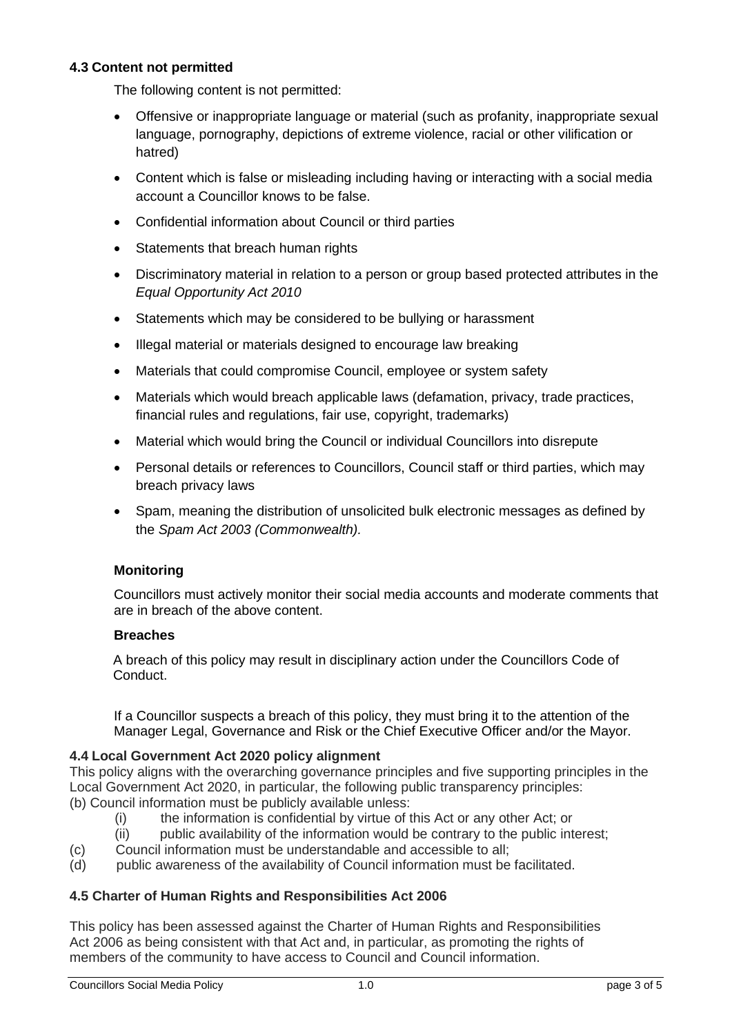### 4.3 Content not permitted

The following content is not permitted:

- Offensive or inappropriate language or material (such as profanity, inappropriate sexual language, pornography, depictions of extreme violence, racial or other vilification or hatred)
- Content which is false or misleading including having or interacting with a social media account a Councillor knows to be false.
- Confidential information about Council or third parties
- Statements that breach human rights
- Discriminatory material in relation to a person or group based protected attributes in the *Equal Opportunity Act 2010*
- Statements which may be considered to be bullying or harassment
- Illegal material or materials designed to encourage law breaking
- Materials that could compromise Council, employee or system safety
- Materials which would breach applicable laws (defamation, privacy, trade practices, financial rules and regulations, fair use, copyright, trademarks)
- Material which would bring the Council or individual Councillors into disrepute
- Personal details or references to Councillors, Council staff or third parties, which may breach privacy laws
- Spam, meaning the distribution of unsolicited bulk electronic messages as defined by the *Spam Act 2003 (Commonwealth).*

**Monitoring**

Councillors must actively monitor their social media accounts and moderate comments that are in breach of the above content.

**Breaches**

A breach of this policy may result in disciplinary action under the Councillors Code of Conduct.

If a Councillor suspects a breach of this policy, they must bring it to the attention of the Manager Legal, Governance and Risk or the Chief Executive Officer and/or the Mayor.

### 4.4 Local Government Act 2020 policy alignment

This policy aligns with the overarching governance principles and five supporting principles in the Local Government Act 2020, in particular, the following public transparency principles:

(b) Council information must be publicly available unless:

(i) the information is confidential by virtue of this Act or any other Act; or

(ii) public availability of the information would be contrary to the public interest;

(c) Council information must be understandable and accessible to all;

(d) public awareness of the availability of Council information must be facilitated.

### 4.5 Charter of Human Rights and Responsibilities Act 2006

This policy has been assessed against the Charter of Human Rights and Responsibilities Act 2006 as being consistent with that Act and, in particular, as promoting the rights of members of the community to have access to Council and Council information.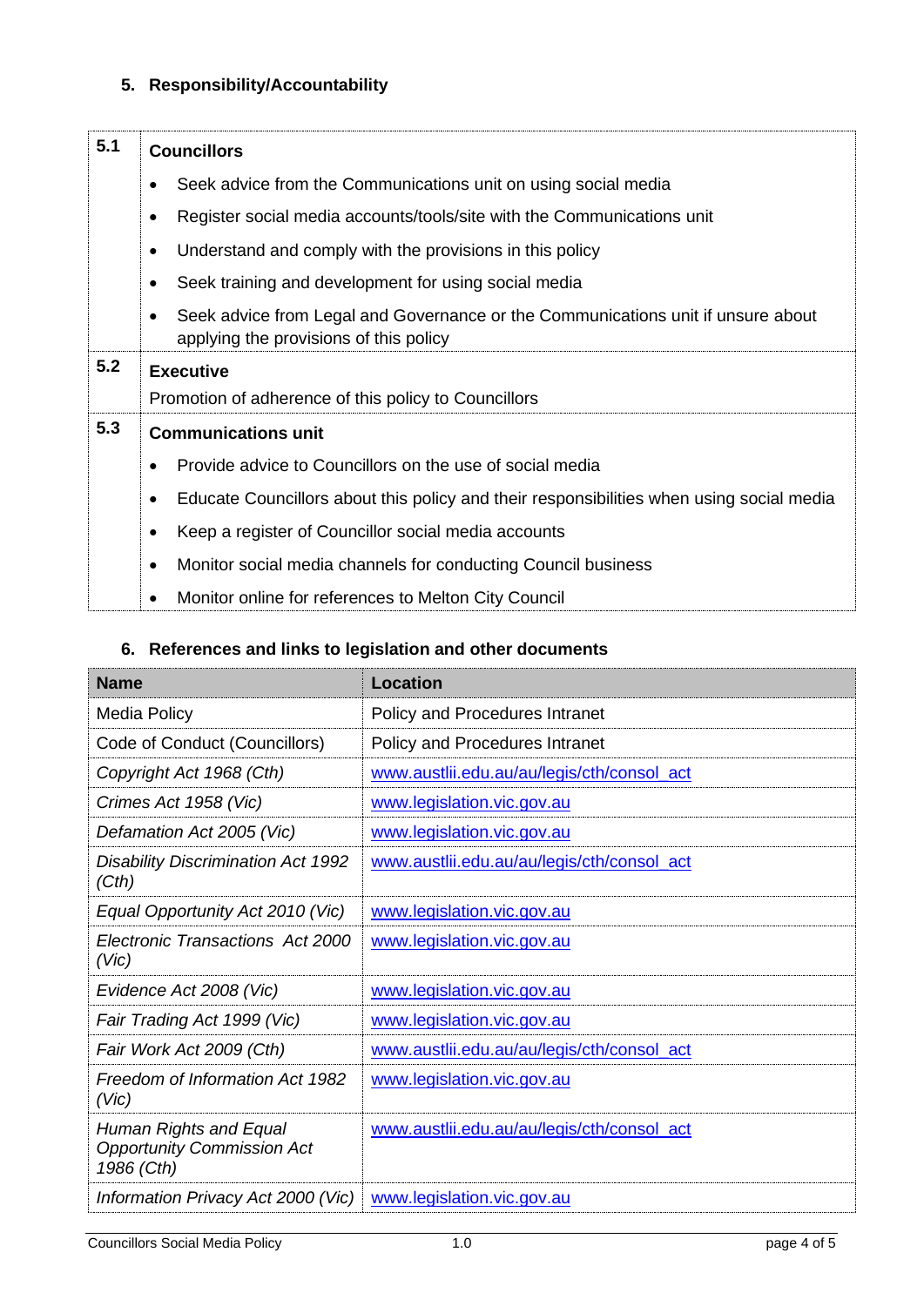## 5. Responsibility/Accountability

| | |
|---|---|
| 5.1 | **Councillors**<br>• Seek advice from the Communications unit on using social media<br>• Register social media accounts/tools/site with the Communications unit<br>• Understand and comply with the provisions in this policy<br>• Seek training and development for using social media<br>• Seek advice from Legal and Governance or the Communications unit if unsure about applying the provisions of this policy |
| 5.2 | **Executive**<br>Promotion of adherence of this policy to Councillors |
| 5.3 | **Communications unit**<br>• Provide advice to Councillors on the use of social media<br>• Educate Councillors about this policy and their responsibilities when using social media<br>• Keep a register of Councillor social media accounts<br>• Monitor social media channels for conducting Council business<br>• Monitor online for references to Melton City Council |

## 6. References and links to legislation and other documents

| Name | Location |
|---|---|
| Media Policy | Policy and Procedures Intranet |
| Code of Conduct (Councillors) | Policy and Procedures Intranet |
| *Copyright Act 1968 (Cth)* | www.austlii.edu.au/au/legis/cth/consol_act |
| *Crimes Act 1958 (Vic)* | www.legislation.vic.gov.au |
| *Defamation Act 2005 (Vic)* | www.legislation.vic.gov.au |
| *Disability Discrimination Act 1992 (Cth)* | www.austlii.edu.au/au/legis/cth/consol_act |
| *Equal Opportunity Act 2010 (Vic)* | www.legislation.vic.gov.au |
| *Electronic Transactions Act 2000 (Vic)* | www.legislation.vic.gov.au |
| *Evidence Act 2008 (Vic)* | www.legislation.vic.gov.au |
| *Fair Trading Act 1999 (Vic)* | www.legislation.vic.gov.au |
| *Fair Work Act 2009 (Cth)* | www.austlii.edu.au/au/legis/cth/consol_act |
| *Freedom of Information Act 1982 (Vic)* | www.legislation.vic.gov.au |
| *Human Rights and Equal Opportunity Commission Act 1986 (Cth)* | www.austlii.edu.au/au/legis/cth/consol_act |
| *Information Privacy Act 2000 (Vic)* | www.legislation.vic.gov.au |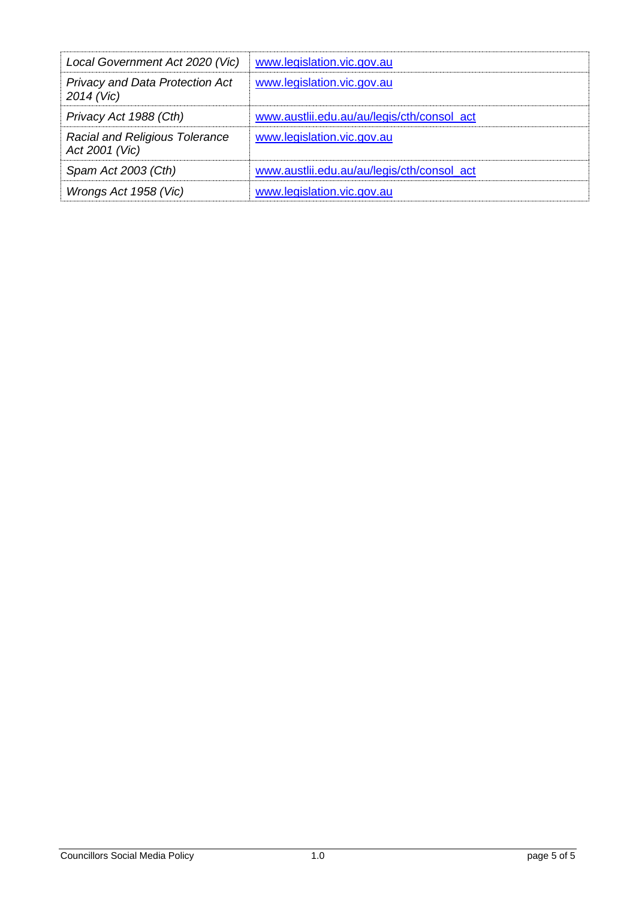| | |
|---|---|
| *Local Government Act 2020 (Vic)* | www.legislation.vic.gov.au |
| *Privacy and Data Protection Act 2014 (Vic)* | www.legislation.vic.gov.au |
| *Privacy Act 1988 (Cth)* | www.austlii.edu.au/au/legis/cth/consol_act |
| *Racial and Religious Tolerance Act 2001 (Vic)* | www.legislation.vic.gov.au |
| *Spam Act 2003 (Cth)* | www.austlii.edu.au/au/legis/cth/consol_act |
| *Wrongs Act 1958 (Vic)* | www.legislation.vic.gov.au |